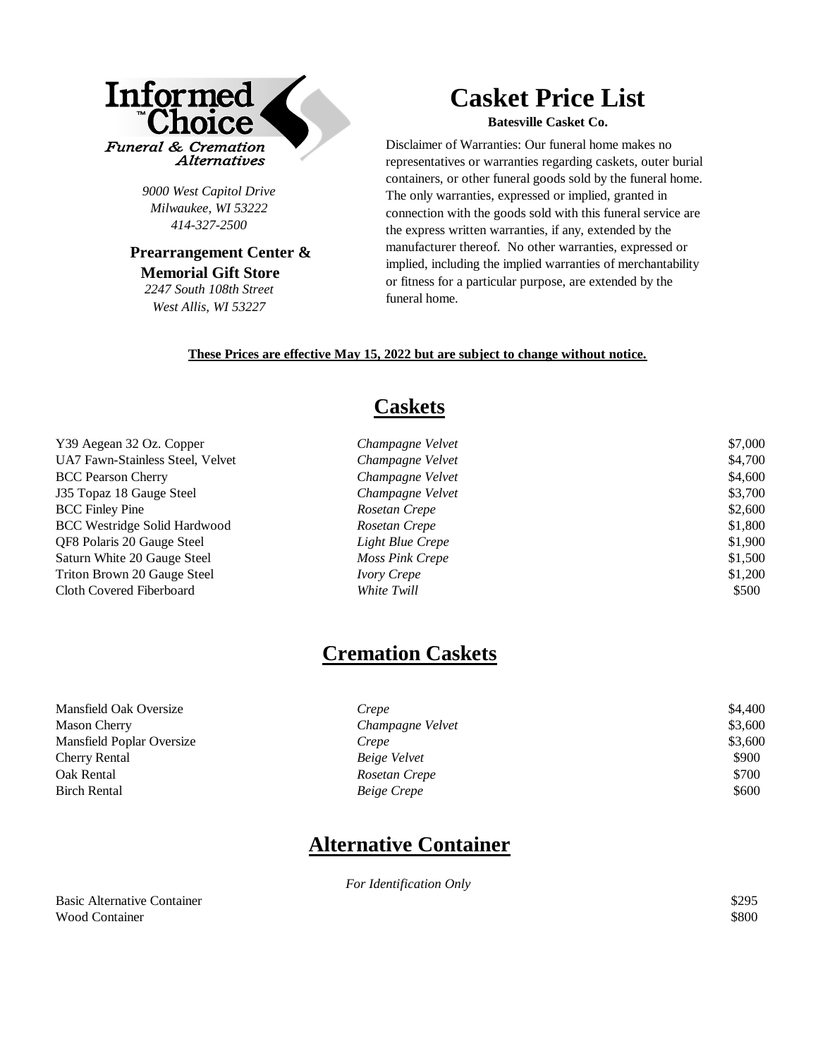Informed™ Choice
*Funeral & Cremation Alternatives*

*9000 West Capitol Drive*
*Milwaukee, WI 53222*
*414-327-2500*

**Prearrangement Center & Memorial Gift Store**
*2247 South 108th Street*
*West Allis, WI 53227*

# Casket Price List

**Batesville Casket Co.**

Disclaimer of Warranties: Our funeral home makes no representatives or warranties regarding caskets, outer burial containers, or other funeral goods sold by the funeral home. The only warranties, expressed or implied, granted in connection with the goods sold with this funeral service are the express written warranties, if any, extended by the manufacturer thereof. No other warranties, expressed or implied, including the implied warranties of merchantability or fitness for a particular purpose, are extended by the funeral home.

**These Prices are effective May 15, 2022 but are subject to change without notice.**

## Caskets

| | | |
|---|---|---|
| Y39 Aegean 32 Oz. Copper | *Champagne Velvet* | $7,000 |
| UA7 Fawn-Stainless Steel, Velvet | *Champagne Velvet* | $4,700 |
| BCC Pearson Cherry | *Champagne Velvet* | $4,600 |
| J35 Topaz 18 Gauge Steel | *Champagne Velvet* | $3,700 |
| BCC Finley Pine | *Rosetan Crepe* | $2,600 |
| BCC Westridge Solid Hardwood | *Rosetan Crepe* | $1,800 |
| QF8 Polaris 20 Gauge Steel | *Light Blue Crepe* | $1,900 |
| Saturn White 20 Gauge Steel | *Moss Pink Crepe* | $1,500 |
| Triton Brown 20 Gauge Steel | *Ivory Crepe* | $1,200 |
| Cloth Covered Fiberboard | *White Twill* | $500 |

## Cremation Caskets

| | | |
|---|---|---|
| Mansfield Oak Oversize | *Crepe* | $4,400 |
| Mason Cherry | *Champagne Velvet* | $3,600 |
| Mansfield Poplar Oversize | *Crepe* | $3,600 |
| Cherry Rental | *Beige Velvet* | $900 |
| Oak Rental | *Rosetan Crepe* | $700 |
| Birch Rental | *Beige Crepe* | $600 |

## Alternative Container

*For Identification Only*

| | |
|---|---|
| Basic Alternative Container | $295 |
| Wood Container | $800 |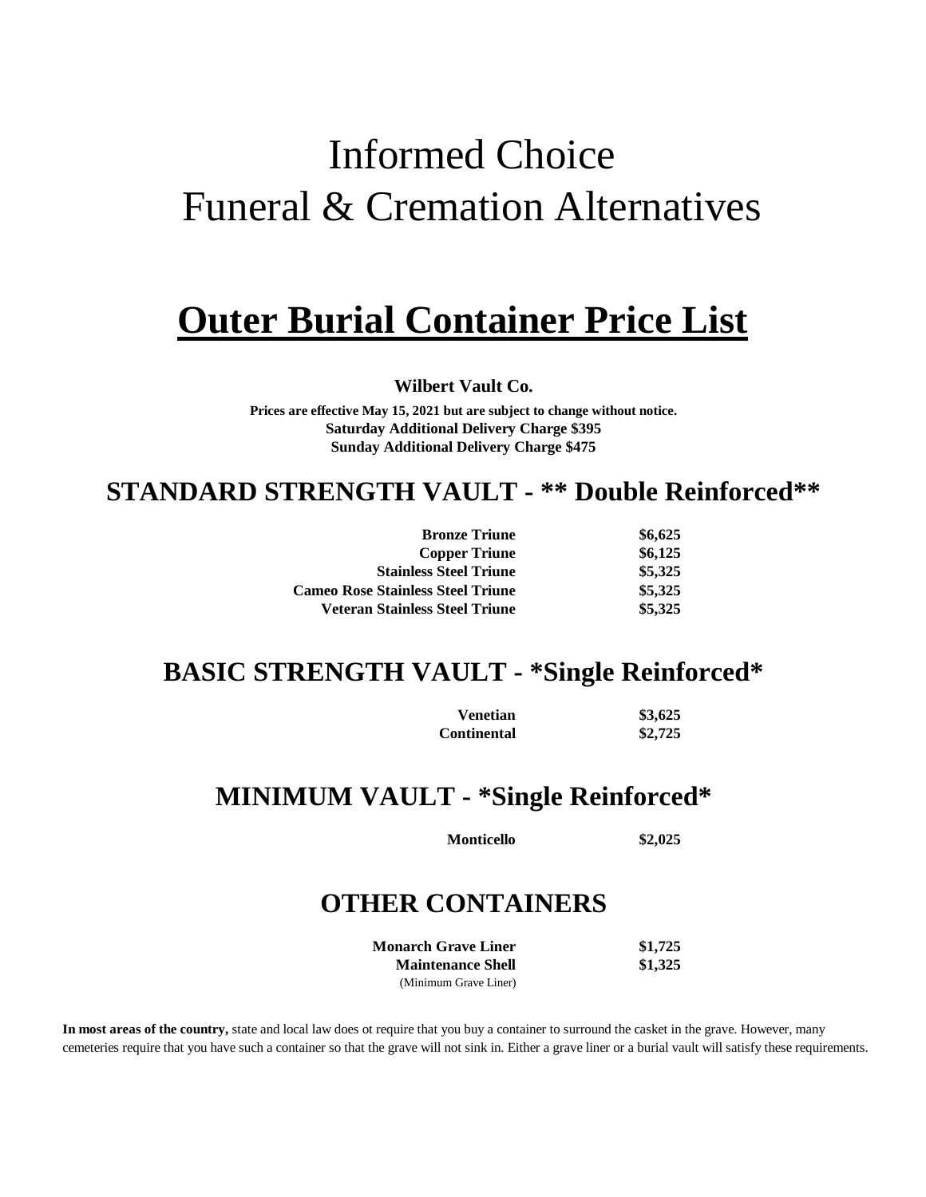# Informed Choice
# Funeral & Cremation Alternatives

## Outer Burial Container Price List

**Wilbert Vault Co.**

**Prices are effective May 15, 2021 but are subject to change without notice.**
**Saturday Additional Delivery Charge $395**
**Sunday Additional Delivery Charge $475**

## STANDARD STRENGTH VAULT - ** Double Reinforced**

| | |
|---|---|
| **Bronze Triune** | **$6,625** |
| **Copper Triune** | **$6,125** |
| **Stainless Steel Triune** | **$5,325** |
| **Cameo Rose Stainless Steel Triune** | **$5,325** |
| **Veteran Stainless Steel Triune** | **$5,325** |

## BASIC STRENGTH VAULT - *Single Reinforced*

| | |
|---|---|
| **Venetian** | **$3,625** |
| **Continental** | **$2,725** |

## MINIMUM VAULT - *Single Reinforced*

| | |
|---|---|
| **Monticello** | **$2,025** |

## OTHER CONTAINERS

| | |
|---|---|
| **Monarch Grave Liner** | **$1,725** |
| **Maintenance Shell** (Minimum Grave Liner) | **$1,325** |

**In most areas of the country,** state and local law does ot require that you buy a container to surround the casket in the grave. However, many cemeteries require that you have such a container so that the grave will not sink in. Either a grave liner or a burial vault will satisfy these requirements.